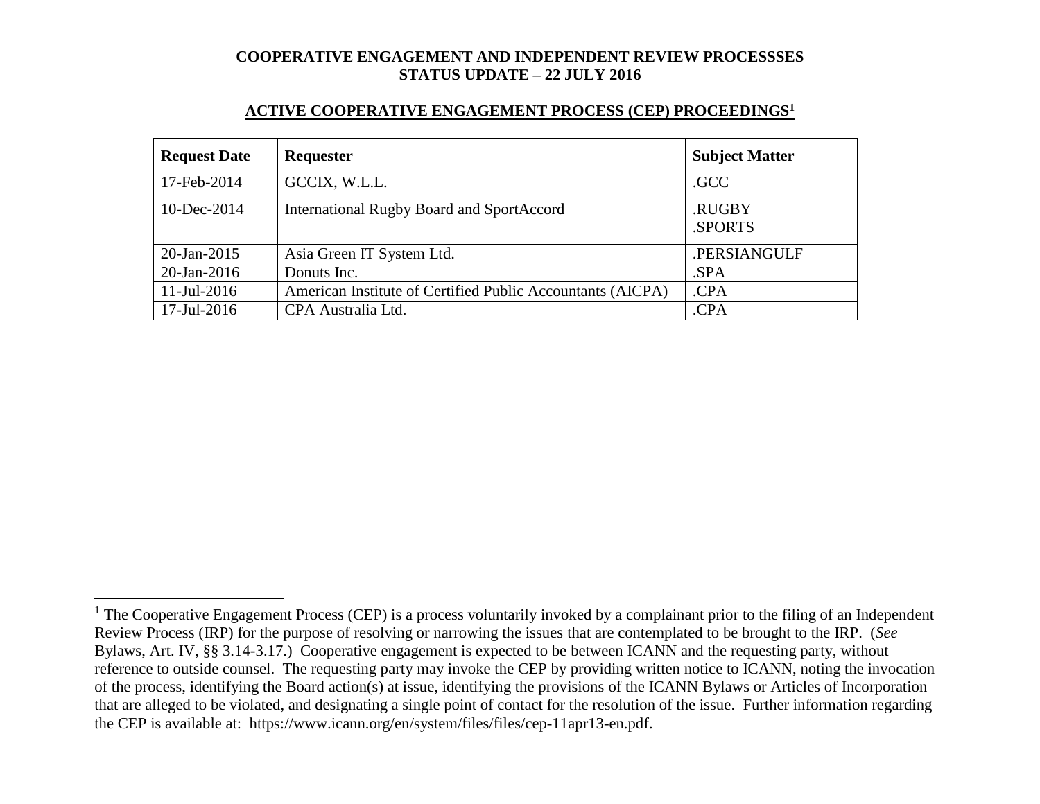**COOPERATIVE ENGAGEMENT AND INDEPENDENT REVIEW PROCESSSES**
**STATUS UPDATE – 22 JULY 2016**

## ACTIVE COOPERATIVE ENGAGEMENT PROCESS (CEP) PROCEEDINGS[1]

| Request Date | Requester | Subject Matter |
|---|---|---|
| 17-Feb-2014 | GCCIX, W.L.L. | .GCC |
| 10-Dec-2014 | International Rugby Board and SportAccord | .RUGBY<br>.SPORTS |
| 20-Jan-2015 | Asia Green IT System Ltd. | .PERSIANGULF |
| 20-Jan-2016 | Donuts Inc. | .SPA |
| 11-Jul-2016 | American Institute of Certified Public Accountants (AICPA) | .CPA |
| 17-Jul-2016 | CPA Australia Ltd. | .CPA |

[1] The Cooperative Engagement Process (CEP) is a process voluntarily invoked by a complainant prior to the filing of an Independent Review Process (IRP) for the purpose of resolving or narrowing the issues that are contemplated to be brought to the IRP. (*See* Bylaws, Art. IV, §§ 3.14-3.17.) Cooperative engagement is expected to be between ICANN and the requesting party, without reference to outside counsel. The requesting party may invoke the CEP by providing written notice to ICANN, noting the invocation of the process, identifying the Board action(s) at issue, identifying the provisions of the ICANN Bylaws or Articles of Incorporation that are alleged to be violated, and designating a single point of contact for the resolution of the issue. Further information regarding the CEP is available at: https://www.icann.org/en/system/files/files/cep-11apr13-en.pdf.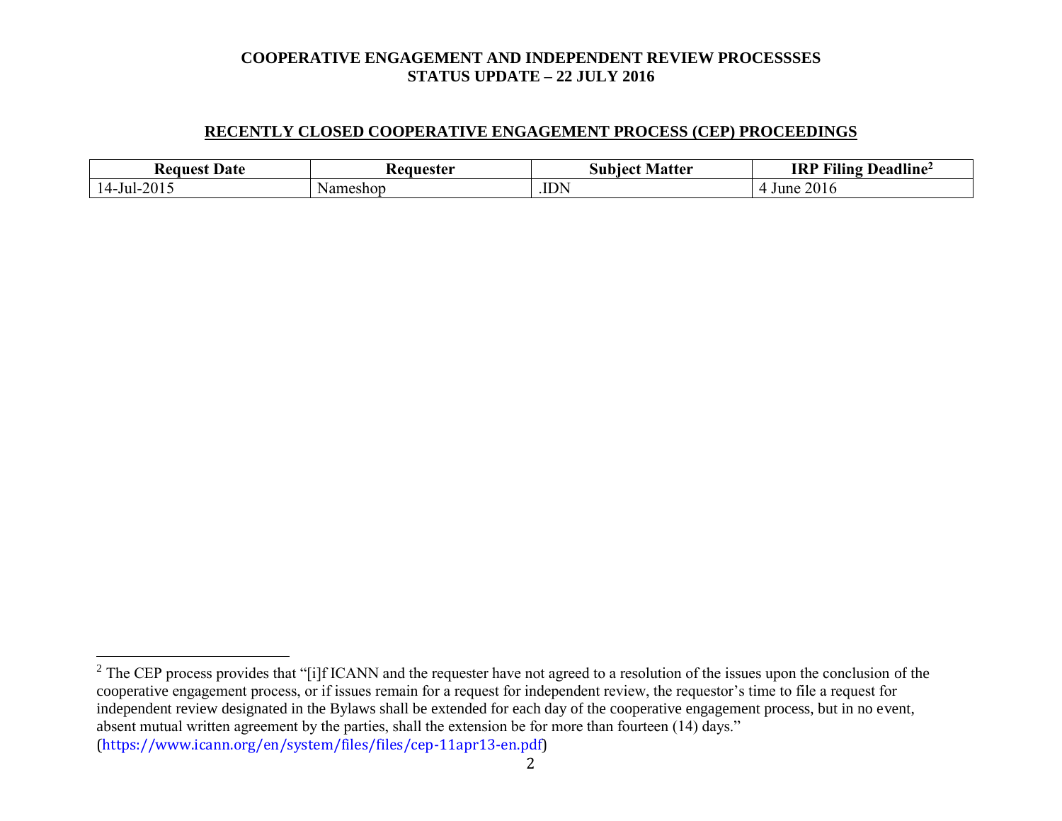## RECENTLY CLOSED COOPERATIVE ENGAGEMENT PROCESS (CEP) PROCEEDINGS

| Request Date | Requester | Subject Matter | IRP Filing Deadline[2] |
|---|---|---|---|
| 14-Jul-2015 | Nameshop | .IDN | 4 June 2016 |

[2] The CEP process provides that "[i]f ICANN and the requester have not agreed to a resolution of the issues upon the conclusion of the cooperative engagement process, or if issues remain for a request for independent review, the requestor's time to file a request for independent review designated in the Bylaws shall be extended for each day of the cooperative engagement process, but in no event, absent mutual written agreement by the parties, shall the extension be for more than fourteen (14) days." (https://www.icann.org/en/system/files/files/cep-11apr13-en.pdf)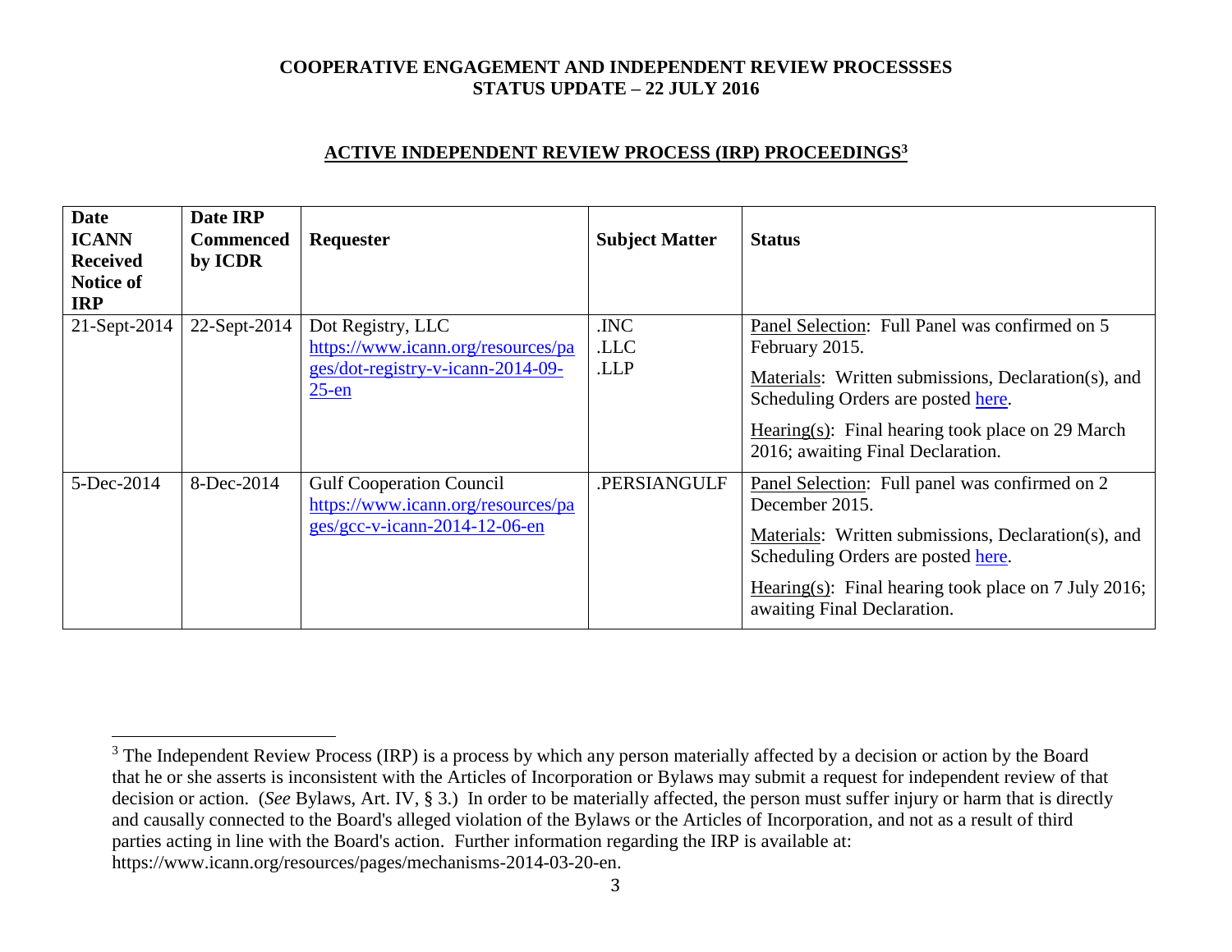**COOPERATIVE ENGAGEMENT AND INDEPENDENT REVIEW PROCESSSES**
**STATUS UPDATE – 22 JULY 2016**

## ACTIVE INDEPENDENT REVIEW PROCESS (IRP) PROCEEDINGS[3]

| Date ICANN Received Notice of IRP | Date IRP Commenced by ICDR | Requester | Subject Matter | Status |
|---|---|---|---|---|
| 21-Sept-2014 | 22-Sept-2014 | Dot Registry, LLC https://www.icann.org/resources/pages/dot-registry-v-icann-2014-09-25-en | .INC .LLC .LLP | Panel Selection: Full Panel was confirmed on 5 February 2015. Materials: Written submissions, Declaration(s), and Scheduling Orders are posted here. Hearing(s): Final hearing took place on 29 March 2016; awaiting Final Declaration. |
| 5-Dec-2014 | 8-Dec-2014 | Gulf Cooperation Council https://www.icann.org/resources/pages/gcc-v-icann-2014-12-06-en | .PERSIANGULF | Panel Selection: Full panel was confirmed on 2 December 2015. Materials: Written submissions, Declaration(s), and Scheduling Orders are posted here. Hearing(s): Final hearing took place on 7 July 2016; awaiting Final Declaration. |

[3] The Independent Review Process (IRP) is a process by which any person materially affected by a decision or action by the Board that he or she asserts is inconsistent with the Articles of Incorporation or Bylaws may submit a request for independent review of that decision or action. (*See* Bylaws, Art. IV, § 3.) In order to be materially affected, the person must suffer injury or harm that is directly and causally connected to the Board's alleged violation of the Bylaws or the Articles of Incorporation, and not as a result of third parties acting in line with the Board's action. Further information regarding the IRP is available at: https://www.icann.org/resources/pages/mechanisms-2014-03-20-en.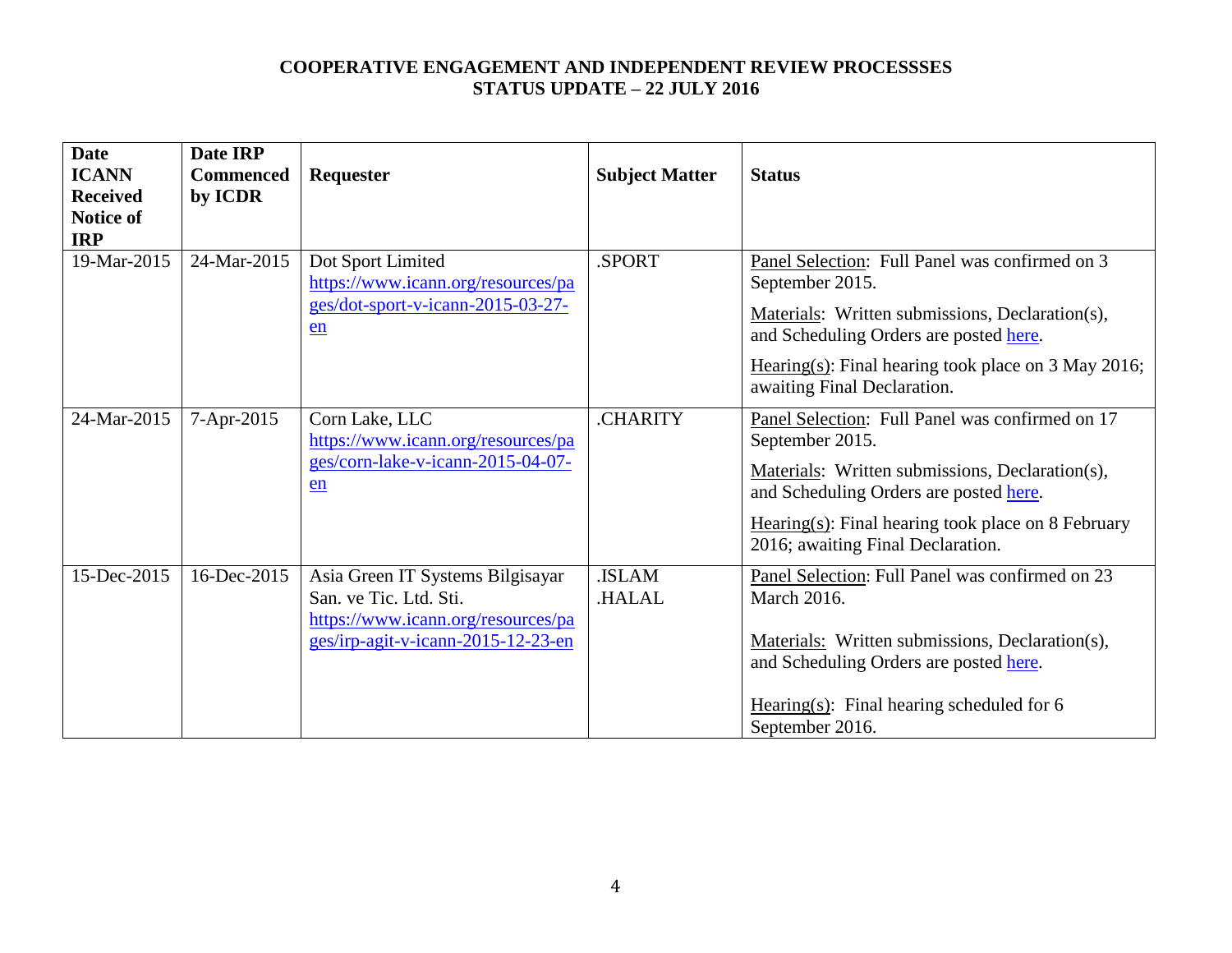**COOPERATIVE ENGAGEMENT AND INDEPENDENT REVIEW PROCESSSES**
**STATUS UPDATE – 22 JULY 2016**

| Date ICANN Received Notice of IRP | Date IRP Commenced by ICDR | Requester | Subject Matter | Status |
|---|---|---|---|---|
| 19-Mar-2015 | 24-Mar-2015 | Dot Sport Limited https://www.icann.org/resources/pages/dot-sport-v-icann-2015-03-27-en | .SPORT | Panel Selection: Full Panel was confirmed on 3 September 2015.<br>Materials: Written submissions, Declaration(s), and Scheduling Orders are posted here.<br>Hearing(s): Final hearing took place on 3 May 2016; awaiting Final Declaration. |
| 24-Mar-2015 | 7-Apr-2015 | Corn Lake, LLC https://www.icann.org/resources/pages/corn-lake-v-icann-2015-04-07-en | .CHARITY | Panel Selection: Full Panel was confirmed on 17 September 2015.<br>Materials: Written submissions, Declaration(s), and Scheduling Orders are posted here.<br>Hearing(s): Final hearing took place on 8 February 2016; awaiting Final Declaration. |
| 15-Dec-2015 | 16-Dec-2015 | Asia Green IT Systems Bilgisayar San. ve Tic. Ltd. Sti. https://www.icann.org/resources/pages/irp-agit-v-icann-2015-12-23-en | .ISLAM<br>.HALAL | Panel Selection: Full Panel was confirmed on 23 March 2016.<br>Materials: Written submissions, Declaration(s), and Scheduling Orders are posted here.<br>Hearing(s): Final hearing scheduled for 6 September 2016. |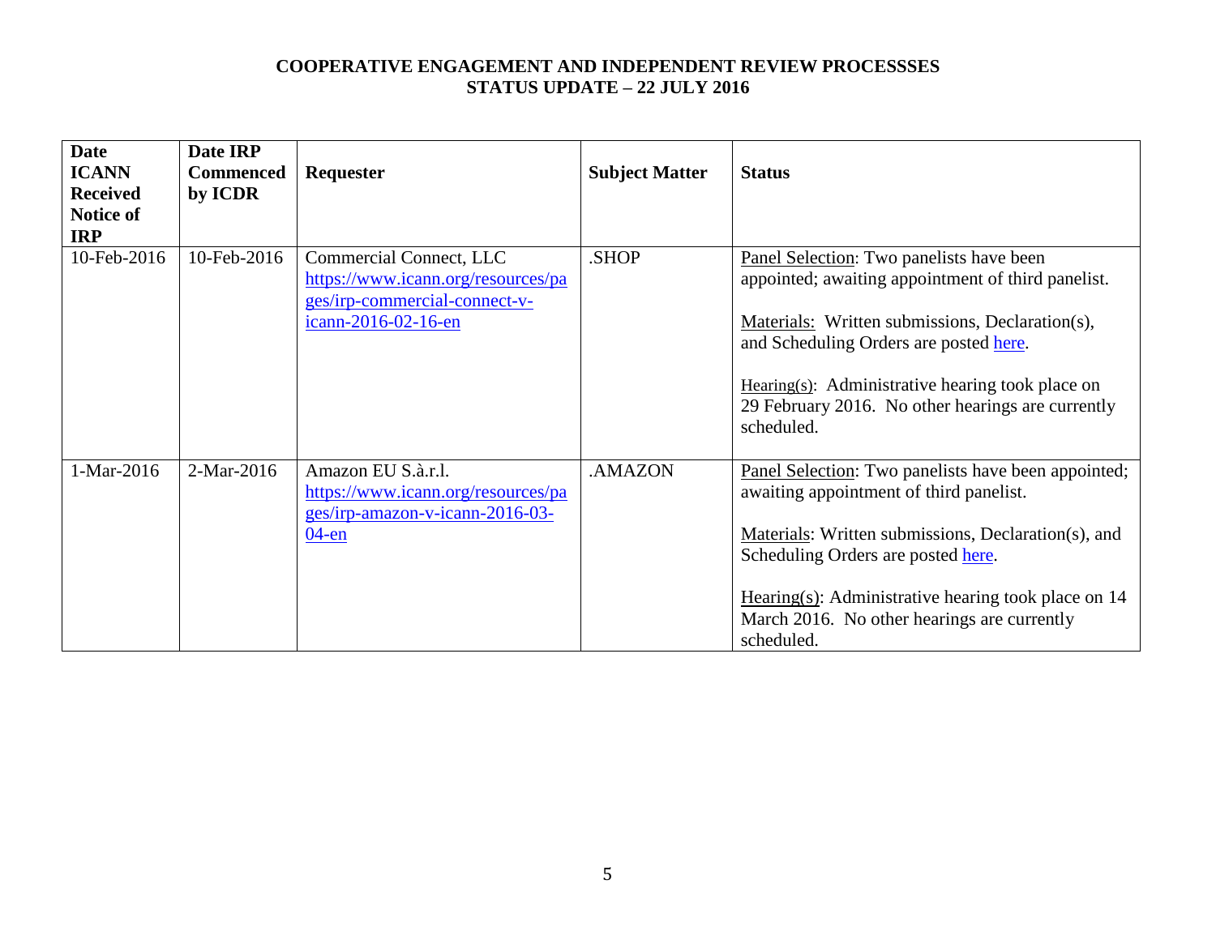**COOPERATIVE ENGAGEMENT AND INDEPENDENT REVIEW PROCESSSES**
**STATUS UPDATE – 22 JULY 2016**

| Date ICANN Received Notice of IRP | Date IRP Commenced by ICDR | Requester | Subject Matter | Status |
|---|---|---|---|---|
| 10-Feb-2016 | 10-Feb-2016 | Commercial Connect, LLC https://www.icann.org/resources/pages/irp-commercial-connect-v-icann-2016-02-16-en | .SHOP | Panel Selection: Two panelists have been appointed; awaiting appointment of third panelist.<br><br>Materials: Written submissions, Declaration(s), and Scheduling Orders are posted here.<br><br>Hearing(s): Administrative hearing took place on 29 February 2016. No other hearings are currently scheduled. |
| 1-Mar-2016 | 2-Mar-2016 | Amazon EU S.à.r.l. https://www.icann.org/resources/pages/irp-amazon-v-icann-2016-03-04-en | .AMAZON | Panel Selection: Two panelists have been appointed; awaiting appointment of third panelist.<br><br>Materials: Written submissions, Declaration(s), and Scheduling Orders are posted here.<br><br>Hearing(s): Administrative hearing took place on 14 March 2016. No other hearings are currently scheduled. |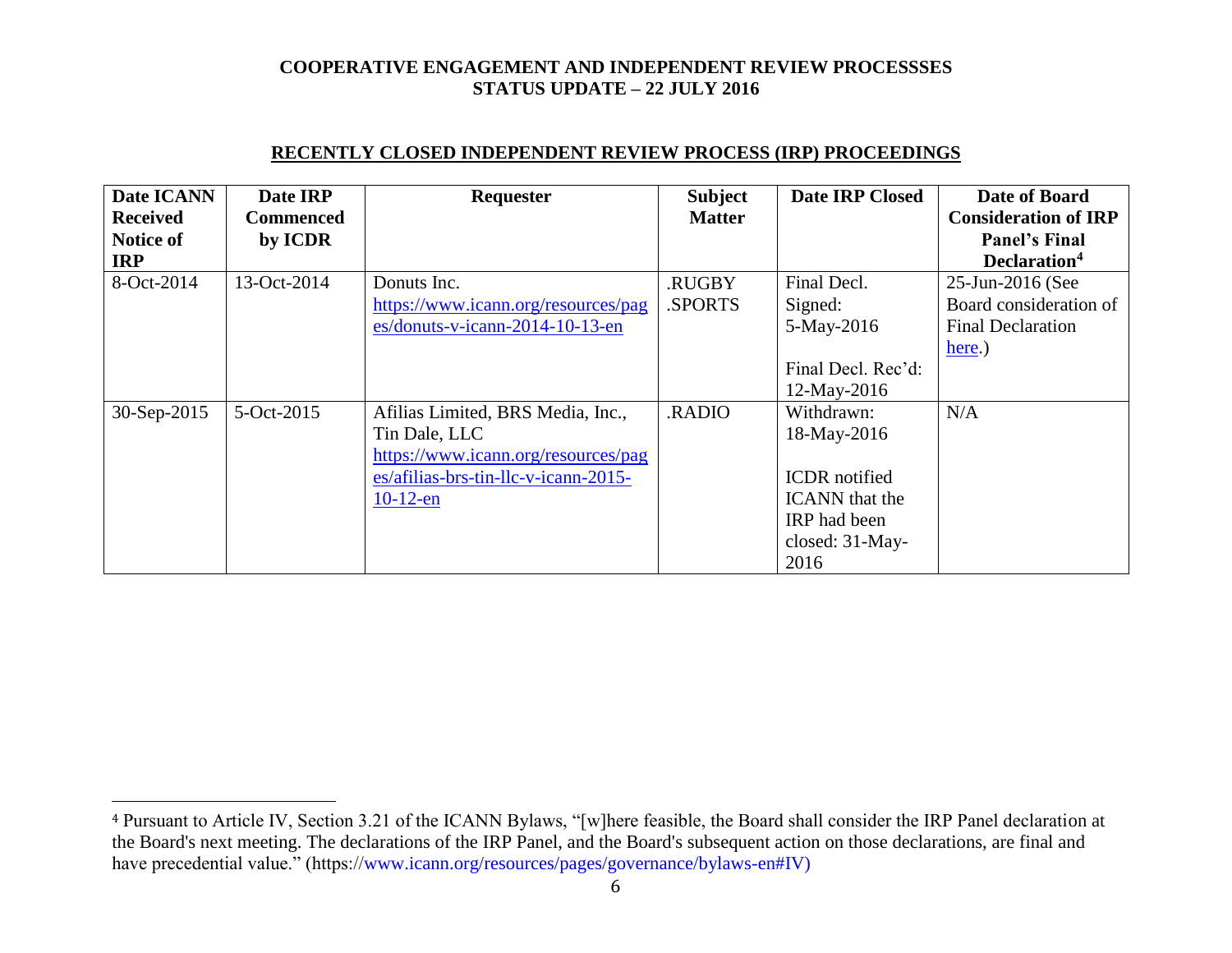# COOPERATIVE ENGAGEMENT AND INDEPENDENT REVIEW PROCESSSES
# STATUS UPDATE – 22 JULY 2016

## RECENTLY CLOSED INDEPENDENT REVIEW PROCESS (IRP) PROCEEDINGS

| Date ICANN Received Notice of IRP | Date IRP Commenced by ICDR | Requester | Subject Matter | Date IRP Closed | Date of Board Consideration of IRP Panel's Final Declaration[4] |
|---|---|---|---|---|---|
| 8-Oct-2014 | 13-Oct-2014 | Donuts Inc. https://www.icann.org/resources/pages/donuts-v-icann-2014-10-13-en | .RUGBY .SPORTS | Final Decl. Signed: 5-May-2016<br><br>Final Decl. Rec'd: 12-May-2016 | 25-Jun-2016 (See Board consideration of Final Declaration here.) |
| 30-Sep-2015 | 5-Oct-2015 | Afilias Limited, BRS Media, Inc., Tin Dale, LLC https://www.icann.org/resources/pages/afilias-brs-tin-llc-v-icann-2015-10-12-en | .RADIO | Withdrawn: 18-May-2016<br><br>ICDR notified ICANN that the IRP had been closed: 31-May-2016 | N/A |

[4] Pursuant to Article IV, Section 3.21 of the ICANN Bylaws, "[w]here feasible, the Board shall consider the IRP Panel declaration at the Board's next meeting. The declarations of the IRP Panel, and the Board's subsequent action on those declarations, are final and have precedential value." (https://www.icann.org/resources/pages/governance/bylaws-en#IV)